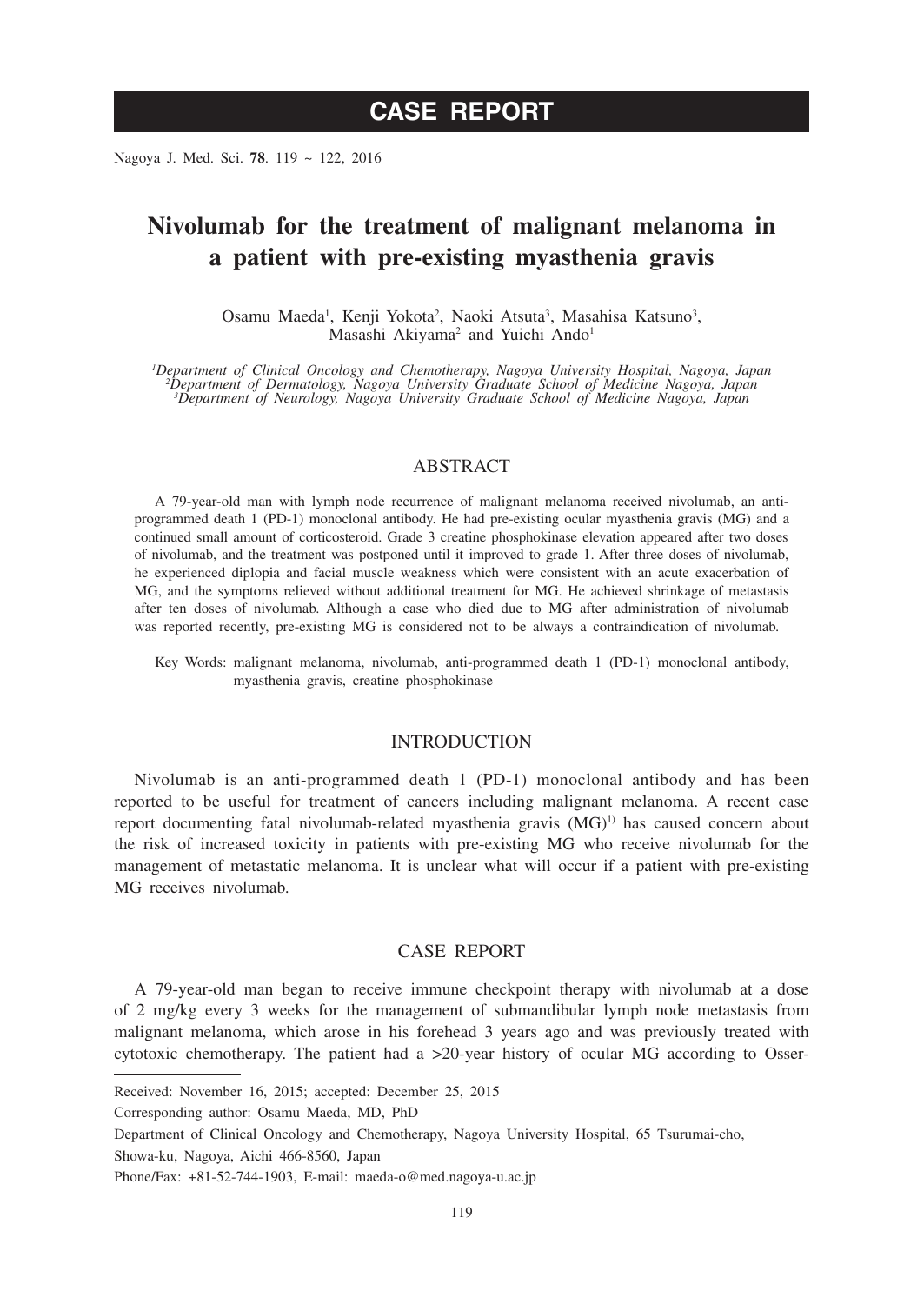# CASE REPORT

# Nivolumab for the treatment of malignant melanoma in a patient with pre-existing myasthenia gravis

Osamu Maeda[1], Kenji Yokota[2], Naoki Atsuta[3], Masahisa Katsuno[3], Masashi Akiyama[2] and Yuichi Ando[1]

*[1]Department of Clinical Oncology and Chemotherapy, Nagoya University Hospital, Nagoya, Japan*
*[2]Department of Dermatology, Nagoya University Graduate School of Medicine Nagoya, Japan*
*[3]Department of Neurology, Nagoya University Graduate School of Medicine Nagoya, Japan*

## ABSTRACT

A 79-year-old man with lymph node recurrence of malignant melanoma received nivolumab, an anti-programmed death 1 (PD-1) monoclonal antibody. He had pre-existing ocular myasthenia gravis (MG) and a continued small amount of corticosteroid. Grade 3 creatine phosphokinase elevation appeared after two doses of nivolumab, and the treatment was postponed until it improved to grade 1. After three doses of nivolumab, he experienced diplopia and facial muscle weakness which were consistent with an acute exacerbation of MG, and the symptoms relieved without additional treatment for MG. He achieved shrinkage of metastasis after ten doses of nivolumab. Although a case who died due to MG after administration of nivolumab was reported recently, pre-existing MG is considered not to be always a contraindication of nivolumab.

Key Words: malignant melanoma, nivolumab, anti-programmed death 1 (PD-1) monoclonal antibody, myasthenia gravis, creatine phosphokinase

## INTRODUCTION

Nivolumab is an anti-programmed death 1 (PD-1) monoclonal antibody and has been reported to be useful for treatment of cancers including malignant melanoma. A recent case report documenting fatal nivolumab-related myasthenia gravis (MG)[1)] has caused concern about the risk of increased toxicity in patients with pre-existing MG who receive nivolumab for the management of metastatic melanoma. It is unclear what will occur if a patient with pre-existing MG receives nivolumab.

## CASE REPORT

A 79-year-old man began to receive immune checkpoint therapy with nivolumab at a dose of 2 mg/kg every 3 weeks for the management of submandibular lymph node metastasis from malignant melanoma, which arose in his forehead 3 years ago and was previously treated with cytotoxic chemotherapy. The patient had a >20-year history of ocular MG according to Osser-

---

Received: November 16, 2015; accepted: December 25, 2015

Corresponding author: Osamu Maeda, MD, PhD

Department of Clinical Oncology and Chemotherapy, Nagoya University Hospital, 65 Tsurumai-cho, Showa-ku, Nagoya, Aichi 466-8560, Japan

Phone/Fax: +81-52-744-1903, E-mail: maeda-o@med.nagoya-u.ac.jp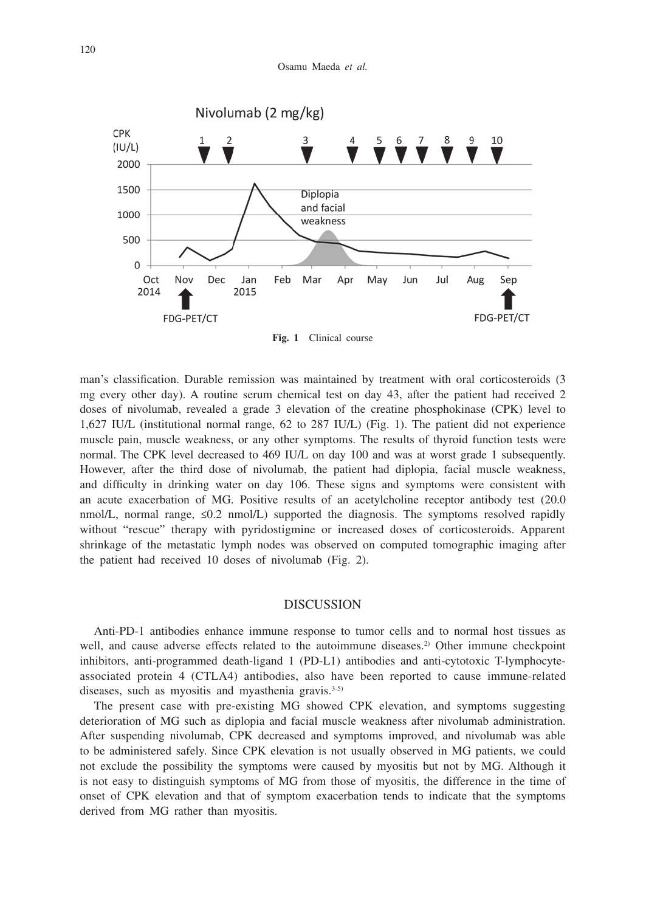Fig. 1 Clinical course

man's classification. Durable remission was maintained by treatment with oral corticosteroids (3 mg every other day). A routine serum chemical test on day 43, after the patient had received 2 doses of nivolumab, revealed a grade 3 elevation of the creatine phosphokinase (CPK) level to 1,627 IU/L (institutional normal range, 62 to 287 IU/L) (Fig. 1). The patient did not experience muscle pain, muscle weakness, or any other symptoms. The results of thyroid function tests were normal. The CPK level decreased to 469 IU/L on day 100 and was at worst grade 1 subsequently. However, after the third dose of nivolumab, the patient had diplopia, facial muscle weakness, and difficulty in drinking water on day 106. These signs and symptoms were consistent with an acute exacerbation of MG. Positive results of an acetylcholine receptor antibody test (20.0 nmol/L, normal range, ≤0.2 nmol/L) supported the diagnosis. The symptoms resolved rapidly without "rescue" therapy with pyridostigmine or increased doses of corticosteroids. Apparent shrinkage of the metastatic lymph nodes was observed on computed tomographic imaging after the patient had received 10 doses of nivolumab (Fig. 2).

## DISCUSSION

Anti-PD-1 antibodies enhance immune response to tumor cells and to normal host tissues as well, and cause adverse effects related to the autoimmune diseases.[2] Other immune checkpoint inhibitors, anti-programmed death-ligand 1 (PD-L1) antibodies and anti-cytotoxic T-lymphocyte-associated protein 4 (CTLA4) antibodies, also have been reported to cause immune-related diseases, such as myositis and myasthenia gravis.[3-5]

The present case with pre-existing MG showed CPK elevation, and symptoms suggesting deterioration of MG such as diplopia and facial muscle weakness after nivolumab administration. After suspending nivolumab, CPK decreased and symptoms improved, and nivolumab was able to be administered safely. Since CPK elevation is not usually observed in MG patients, we could not exclude the possibility the symptoms were caused by myositis but not by MG. Although it is not easy to distinguish symptoms of MG from those of myositis, the difference in the time of onset of CPK elevation and that of symptom exacerbation tends to indicate that the symptoms derived from MG rather than myositis.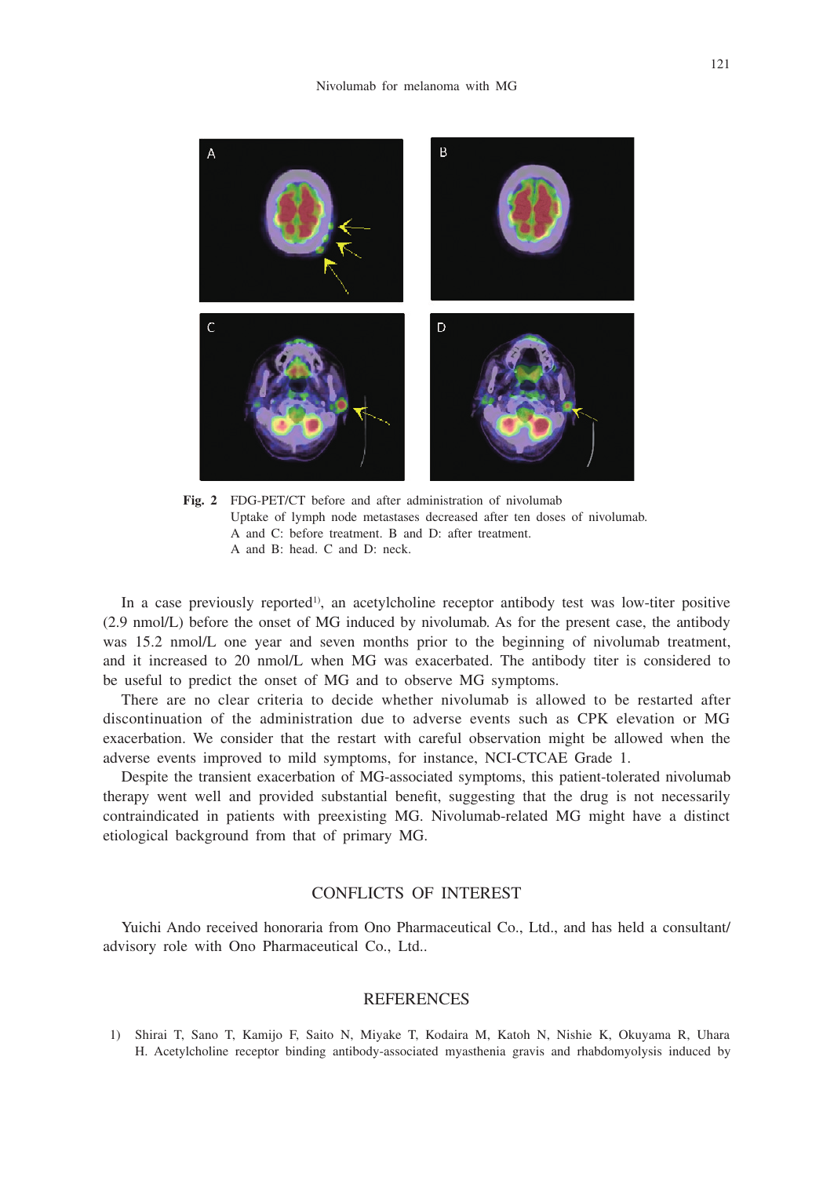**Fig. 2** FDG-PET/CT before and after administration of nivolumab
Uptake of lymph node metastases decreased after ten doses of nivolumab.
A and C: before treatment. B and D: after treatment.
A and B: head. C and D: neck.

In a case previously reported[1], an acetylcholine receptor antibody test was low-titer positive (2.9 nmol/L) before the onset of MG induced by nivolumab. As for the present case, the antibody was 15.2 nmol/L one year and seven months prior to the beginning of nivolumab treatment, and it increased to 20 nmol/L when MG was exacerbated. The antibody titer is considered to be useful to predict the onset of MG and to observe MG symptoms.

There are no clear criteria to decide whether nivolumab is allowed to be restarted after discontinuation of the administration due to adverse events such as CPK elevation or MG exacerbation. We consider that the restart with careful observation might be allowed when the adverse events improved to mild symptoms, for instance, NCI-CTCAE Grade 1.

Despite the transient exacerbation of MG-associated symptoms, this patient-tolerated nivolumab therapy went well and provided substantial benefit, suggesting that the drug is not necessarily contraindicated in patients with preexisting MG. Nivolumab-related MG might have a distinct etiological background from that of primary MG.

## CONFLICTS OF INTEREST

Yuichi Ando received honoraria from Ono Pharmaceutical Co., Ltd., and has held a consultant/advisory role with Ono Pharmaceutical Co., Ltd..

## REFERENCES

1) Shirai T, Sano T, Kamijo F, Saito N, Miyake T, Kodaira M, Katoh N, Nishie K, Okuyama R, Uhara H. Acetylcholine receptor binding antibody-associated myasthenia gravis and rhabdomyolysis induced by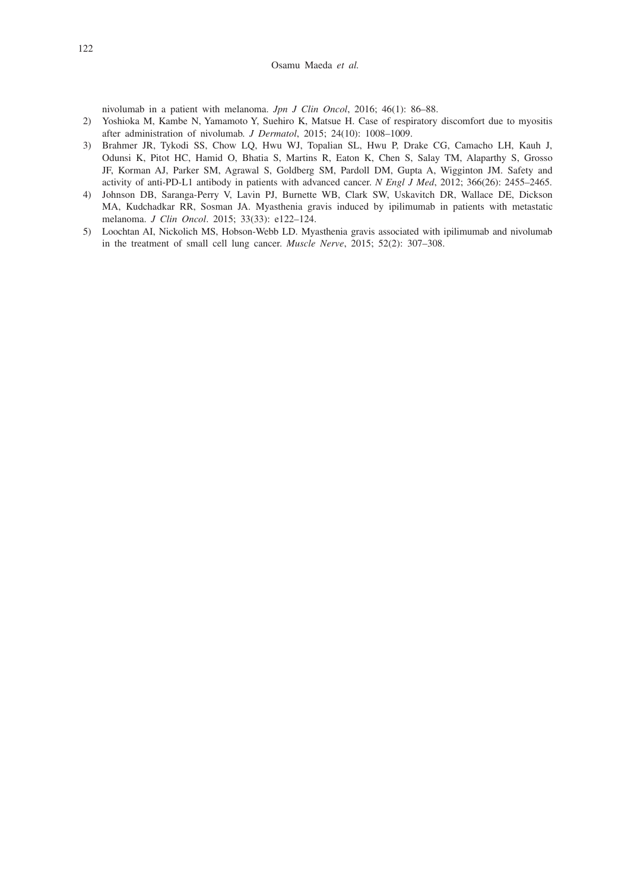nivolumab in a patient with melanoma. *Jpn J Clin Oncol*, 2016; 46(1): 86–88.

2) Yoshioka M, Kambe N, Yamamoto Y, Suehiro K, Matsue H. Case of respiratory discomfort due to myositis after administration of nivolumab. *J Dermatol*, 2015; 24(10): 1008–1009.
3) Brahmer JR, Tykodi SS, Chow LQ, Hwu WJ, Topalian SL, Hwu P, Drake CG, Camacho LH, Kauh J, Odunsi K, Pitot HC, Hamid O, Bhatia S, Martins R, Eaton K, Chen S, Salay TM, Alaparthy S, Grosso JF, Korman AJ, Parker SM, Agrawal S, Goldberg SM, Pardoll DM, Gupta A, Wigginton JM. Safety and activity of anti-PD-L1 antibody in patients with advanced cancer. *N Engl J Med*, 2012; 366(26): 2455–2465.
4) Johnson DB, Saranga-Perry V, Lavin PJ, Burnette WB, Clark SW, Uskavitch DR, Wallace DE, Dickson MA, Kudchadkar RR, Sosman JA. Myasthenia gravis induced by ipilimumab in patients with metastatic melanoma. *J Clin Oncol*. 2015; 33(33): e122–124.
5) Loochtan AI, Nickolich MS, Hobson-Webb LD. Myasthenia gravis associated with ipilimumab and nivolumab in the treatment of small cell lung cancer. *Muscle Nerve*, 2015; 52(2): 307–308.